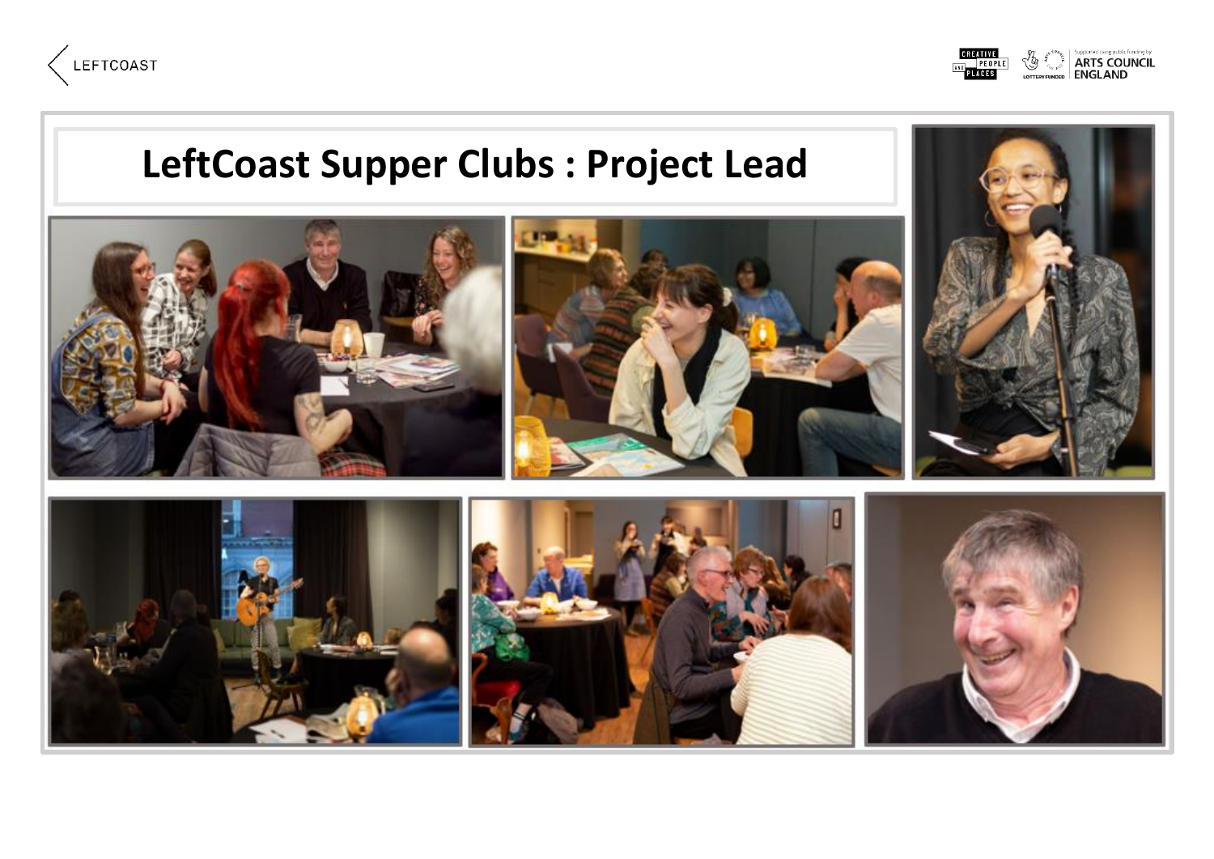# LeftCoast Supper Clubs : Project Lead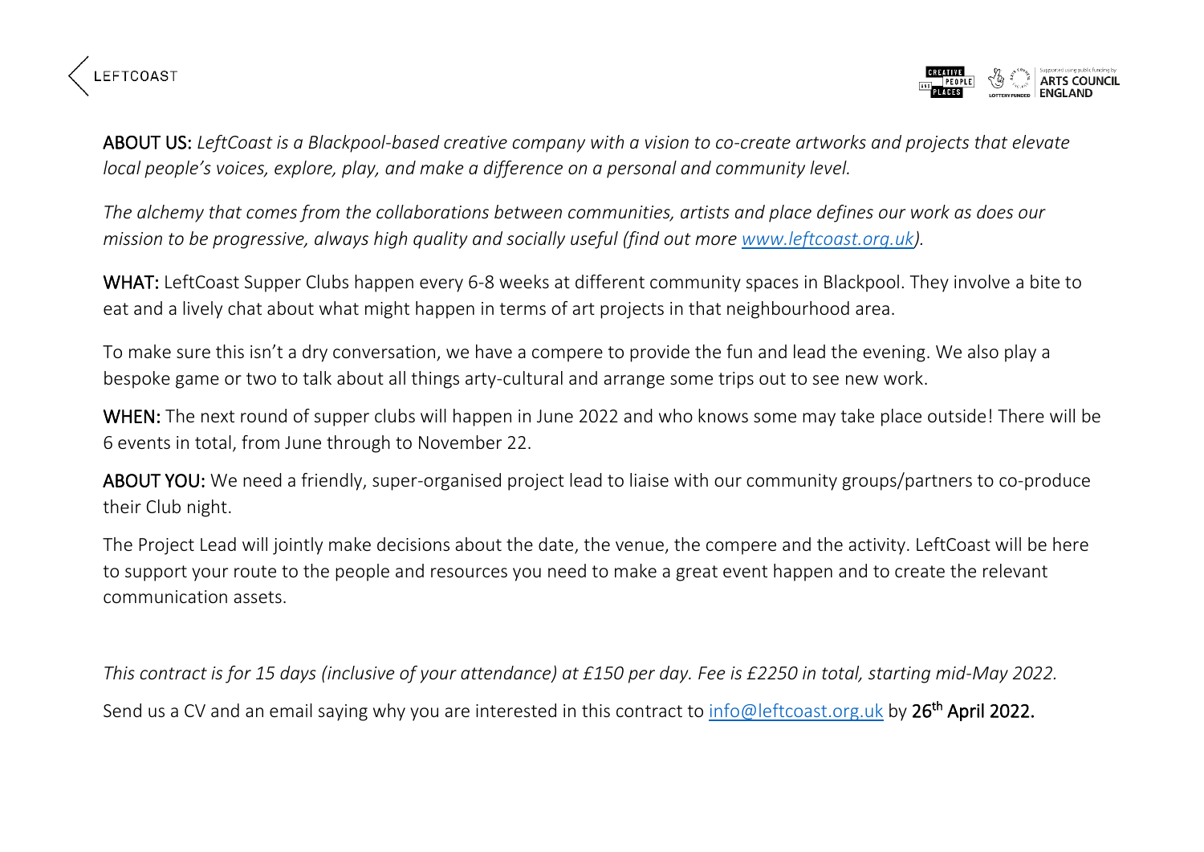**ABOUT US:** *LeftCoast is a Blackpool-based creative company with a vision to co-create artworks and projects that elevate local people's voices, explore, play, and make a difference on a personal and community level.*

*The alchemy that comes from the collaborations between communities, artists and place defines our work as does our mission to be progressive, always high quality and socially useful (find out more [www.leftcoast.org.uk](http://www.leftcoast.org.uk)).*

**WHAT:** LeftCoast Supper Clubs happen every 6-8 weeks at different community spaces in Blackpool. They involve a bite to eat and a lively chat about what might happen in terms of art projects in that neighbourhood area.

To make sure this isn't a dry conversation, we have a compere to provide the fun and lead the evening. We also play a bespoke game or two to talk about all things arty-cultural and arrange some trips out to see new work.

**WHEN:** The next round of supper clubs will happen in June 2022 and who knows some may take place outside! There will be 6 events in total, from June through to November 22.

**ABOUT YOU:** We need a friendly, super-organised project lead to liaise with our community groups/partners to co-produce their Club night.

The Project Lead will jointly make decisions about the date, the venue, the compere and the activity. LeftCoast will be here to support your route to the people and resources you need to make a great event happen and to create the relevant communication assets.

*This contract is for 15 days (inclusive of your attendance) at £150 per day. Fee is £2250 in total, starting mid-May 2022.*

Send us a CV and an email saying why you are interested in this contract to [info@leftcoast.org.uk](mailto:info@leftcoast.org.uk) by **26th April 2022.**